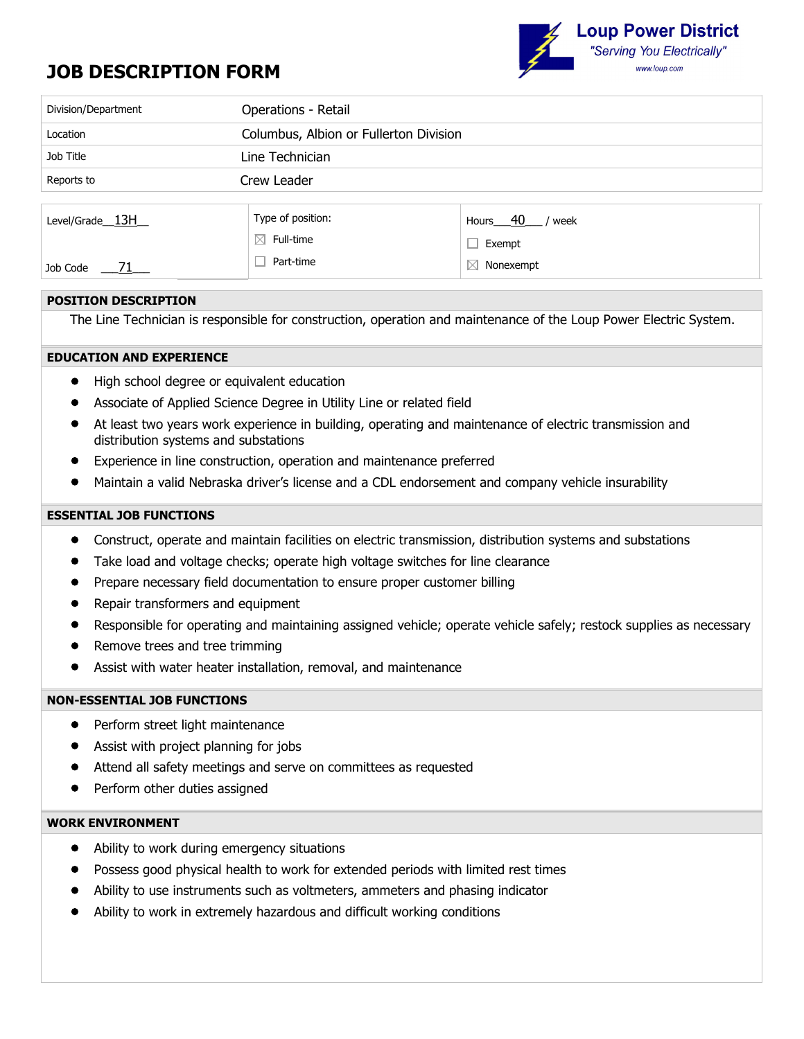# JOB DESCRIPTION FORM

**Loup Power District**
*"Serving You Electrically"*
www.loup.com

| | |
|---|---|
| Division/Department | Operations - Retail |
| Location | Columbus, Albion or Fullerton Division |
| Job Title | Line Technician |
| Reports to | Crew Leader |

| | | |
|---|---|---|
| Level/Grade 13H | Type of position: | Hours 40 / week |
| | ☒ Full-time | ☐ Exempt |
| Job Code 71 | ☐ Part-time | ☒ Nonexempt |

## POSITION DESCRIPTION

The Line Technician is responsible for construction, operation and maintenance of the Loup Power Electric System.

## EDUCATION AND EXPERIENCE

- High school degree or equivalent education
- Associate of Applied Science Degree in Utility Line or related field
- At least two years work experience in building, operating and maintenance of electric transmission and distribution systems and substations
- Experience in line construction, operation and maintenance preferred
- Maintain a valid Nebraska driver's license and a CDL endorsement and company vehicle insurability

## ESSENTIAL JOB FUNCTIONS

- Construct, operate and maintain facilities on electric transmission, distribution systems and substations
- Take load and voltage checks; operate high voltage switches for line clearance
- Prepare necessary field documentation to ensure proper customer billing
- Repair transformers and equipment
- Responsible for operating and maintaining assigned vehicle; operate vehicle safely; restock supplies as necessary
- Remove trees and tree trimming
- Assist with water heater installation, removal, and maintenance

## NON-ESSENTIAL JOB FUNCTIONS

- Perform street light maintenance
- Assist with project planning for jobs
- Attend all safety meetings and serve on committees as requested
- Perform other duties assigned

## WORK ENVIRONMENT

- Ability to work during emergency situations
- Possess good physical health to work for extended periods with limited rest times
- Ability to use instruments such as voltmeters, ammeters and phasing indicator
- Ability to work in extremely hazardous and difficult working conditions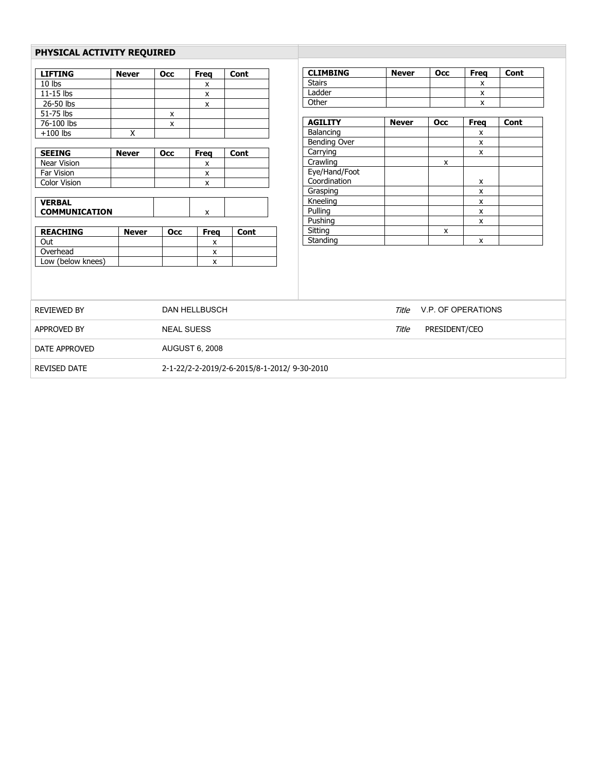## PHYSICAL ACTIVITY REQUIRED

| LIFTING | Never | Occ | Freq | Cont |
|---|---|---|---|---|
| 10 lbs | | | x | |
| 11-15 lbs | | | x | |
| 26-50 lbs | | | x | |
| 51-75 lbs | | x | | |
| 76-100 lbs | | x | | |
| +100 lbs | X | | | |

| SEEING | Never | Occ | Freq | Cont |
|---|---|---|---|---|
| Near Vision | | | x | |
| Far Vision | | | x | |
| Color Vision | | | x | |

| VERBAL COMMUNICATION | | | |
|---|---|---|---|
| | | x | |

| REACHING | Never | Occ | Freq | Cont |
|---|---|---|---|---|
| Out | | | x | |
| Overhead | | | x | |
| Low (below knees) | | | x | |

| CLIMBING | Never | Occ | Freq | Cont |
|---|---|---|---|---|
| Stairs | | | x | |
| Ladder | | | x | |
| Other | | | x | |

| AGILITY | Never | Occ | Freq | Cont |
|---|---|---|---|---|
| Balancing | | | x | |
| Bending Over | | | x | |
| Carrying | | | x | |
| Crawling | | x | | |
| Eye/Hand/Foot Coordination | | | x | |
| Grasping | | | x | |
| Kneeling | | | x | |
| Pulling | | | x | |
| Pushing | | | x | |
| Sitting | | x | | |
| Standing | | | x | |

| | | | |
|---|---|---|---|
| REVIEWED BY | DAN HELLBUSCH | *Title* | V.P. OF OPERATIONS |
| APPROVED BY | NEAL SUESS | *Title* | PRESIDENT/CEO |
| DATE APPROVED | AUGUST 6, 2008 | | |
| REVISED DATE | 2-1-22/2-2-2019/2-6-2015/8-1-2012/ 9-30-2010 | | |